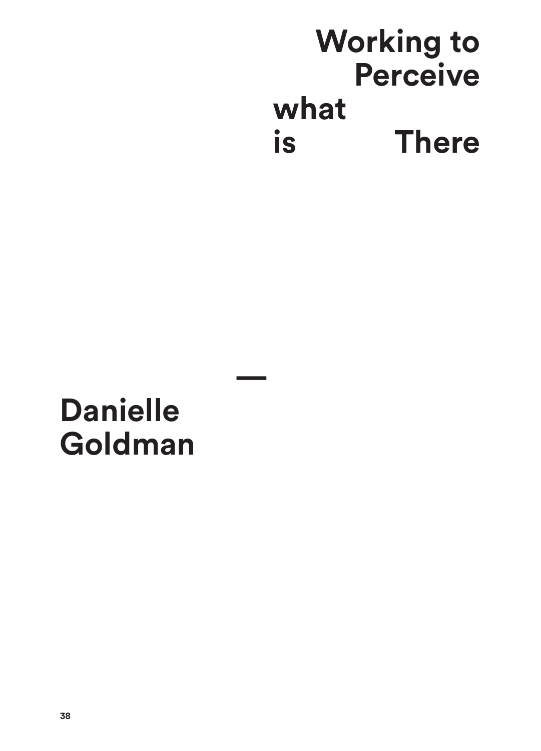# Working to Perceive what is There

—

**Danielle Goldman**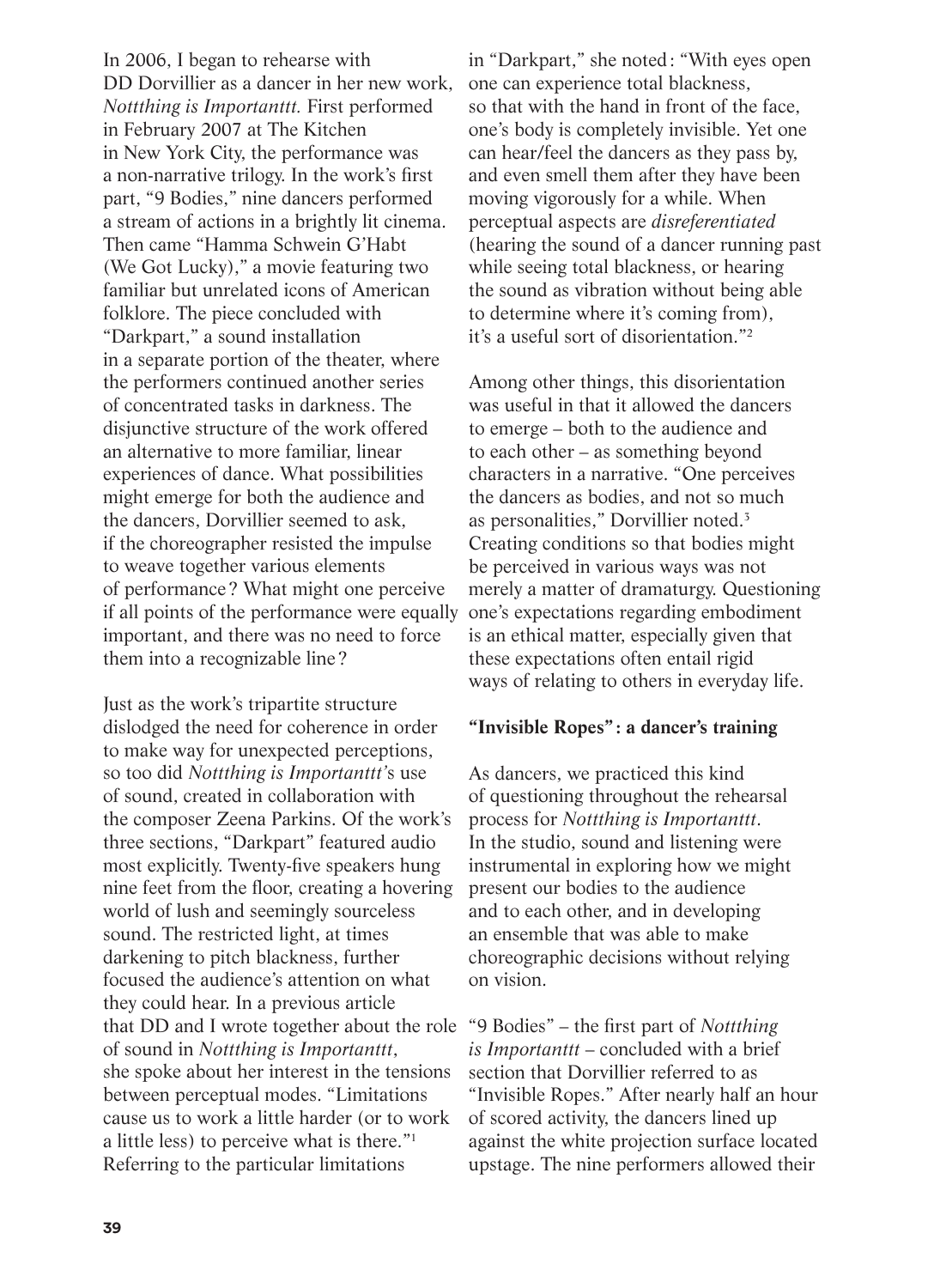In 2006, I began to rehearse with DD Dorvillier as a dancer in her new work, *Nottthing is Importanttt.* First performed in February 2007 at The Kitchen in New York City, the performance was a non-narrative trilogy. In the work's first part, "9 Bodies," nine dancers performed a stream of actions in a brightly lit cinema. Then came "Hamma Schwein G'Habt (We Got Lucky)," a movie featuring two familiar but unrelated icons of American folklore. The piece concluded with "Darkpart," a sound installation in a separate portion of the theater, where the performers continued another series of concentrated tasks in darkness. The disjunctive structure of the work offered an alternative to more familiar, linear experiences of dance. What possibilities might emerge for both the audience and the dancers, Dorvillier seemed to ask, if the choreographer resisted the impulse to weave together various elements of performance? What might one perceive if all points of the performance were equally important, and there was no need to force them into a recognizable line?

Just as the work's tripartite structure dislodged the need for coherence in order to make way for unexpected perceptions, so too did *Nottthing is Importanttt*'s use of sound, created in collaboration with the composer Zeena Parkins. Of the work's three sections, "Darkpart" featured audio most explicitly. Twenty-five speakers hung nine feet from the floor, creating a hovering world of lush and seemingly sourceless sound. The restricted light, at times darkening to pitch blackness, further focused the audience's attention on what they could hear. In a previous article that DD and I wrote together about the role of sound in *Nottthing is Importanttt*, she spoke about her interest in the tensions between perceptual modes. "Limitations cause us to work a little harder (or to work a little less) to perceive what is there."[1] Referring to the particular limitations in "Darkpart," she noted: "With eyes open one can experience total blackness, so that with the hand in front of the face, one's body is completely invisible. Yet one can hear/feel the dancers as they pass by, and even smell them after they have been moving vigorously for a while. When perceptual aspects are *disreferentiated* (hearing the sound of a dancer running past while seeing total blackness, or hearing the sound as vibration without being able to determine where it's coming from), it's a useful sort of disorientation."[2]

Among other things, this disorientation was useful in that it allowed the dancers to emerge – both to the audience and to each other – as something beyond characters in a narrative. "One perceives the dancers as bodies, and not so much as personalities," Dorvillier noted.[3] Creating conditions so that bodies might be perceived in various ways was not merely a matter of dramaturgy. Questioning one's expectations regarding embodiment is an ethical matter, especially given that these expectations often entail rigid ways of relating to others in everyday life.

## "Invisible Ropes": a dancer's training

As dancers, we practiced this kind of questioning throughout the rehearsal process for *Nottthing is Importanttt*. In the studio, sound and listening were instrumental in exploring how we might present our bodies to the audience and to each other, and in developing an ensemble that was able to make choreographic decisions without relying on vision.

"9 Bodies" – the first part of *Nottthing is Importanttt* – concluded with a brief section that Dorvillier referred to as "Invisible Ropes." After nearly half an hour of scored activity, the dancers lined up against the white projection surface located upstage. The nine performers allowed their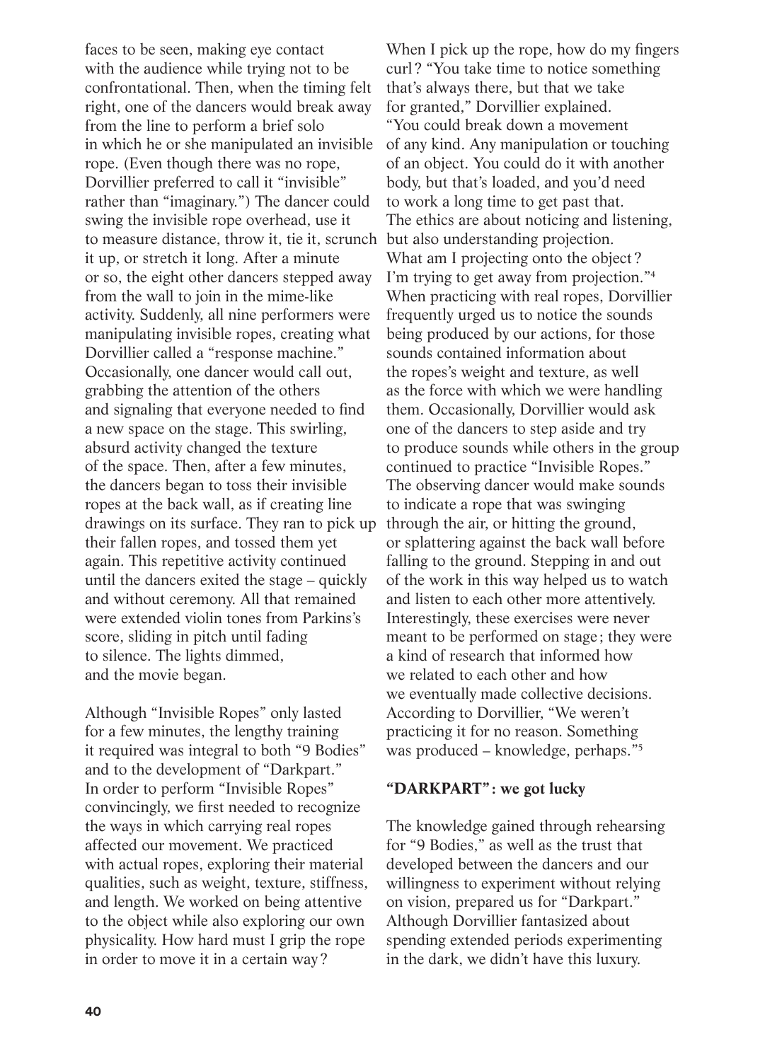faces to be seen, making eye contact with the audience while trying not to be confrontational. Then, when the timing felt right, one of the dancers would break away from the line to perform a brief solo in which he or she manipulated an invisible rope. (Even though there was no rope, Dorvillier preferred to call it "invisible" rather than "imaginary.") The dancer could swing the invisible rope overhead, use it to measure distance, throw it, tie it, scrunch it up, or stretch it long. After a minute or so, the eight other dancers stepped away from the wall to join in the mime-like activity. Suddenly, all nine performers were manipulating invisible ropes, creating what Dorvillier called a "response machine." Occasionally, one dancer would call out, grabbing the attention of the others and signaling that everyone needed to find a new space on the stage. This swirling, absurd activity changed the texture of the space. Then, after a few minutes, the dancers began to toss their invisible ropes at the back wall, as if creating line drawings on its surface. They ran to pick up their fallen ropes, and tossed them yet again. This repetitive activity continued until the dancers exited the stage – quickly and without ceremony. All that remained were extended violin tones from Parkins's score, sliding in pitch until fading to silence. The lights dimmed, and the movie began.

Although "Invisible Ropes" only lasted for a few minutes, the lengthy training it required was integral to both "9 Bodies" and to the development of "Darkpart." In order to perform "Invisible Ropes" convincingly, we first needed to recognize the ways in which carrying real ropes affected our movement. We practiced with actual ropes, exploring their material qualities, such as weight, texture, stiffness, and length. We worked on being attentive to the object while also exploring our own physicality. How hard must I grip the rope in order to move it in a certain way? When I pick up the rope, how do my fingers curl? "You take time to notice something that's always there, but that we take for granted," Dorvillier explained. "You could break down a movement of any kind. Any manipulation or touching of an object. You could do it with another body, but that's loaded, and you'd need to work a long time to get past that. The ethics are about noticing and listening, but also understanding projection. What am I projecting onto the object? I'm trying to get away from projection."[4] When practicing with real ropes, Dorvillier frequently urged us to notice the sounds being produced by our actions, for those sounds contained information about the ropes's weight and texture, as well as the force with which we were handling them. Occasionally, Dorvillier would ask one of the dancers to step aside and try to produce sounds while others in the group continued to practice "Invisible Ropes." The observing dancer would make sounds to indicate a rope that was swinging through the air, or hitting the ground, or splattering against the back wall before falling to the ground. Stepping in and out of the work in this way helped us to watch and listen to each other more attentively. Interestingly, these exercises were never meant to be performed on stage; they were a kind of research that informed how we related to each other and how we eventually made collective decisions. According to Dorvillier, "We weren't practicing it for no reason. Something was produced – knowledge, perhaps."[5]

**"DARKPART": we got lucky**

The knowledge gained through rehearsing for "9 Bodies," as well as the trust that developed between the dancers and our willingness to experiment without relying on vision, prepared us for "Darkpart." Although Dorvillier fantasized about spending extended periods experimenting in the dark, we didn't have this luxury.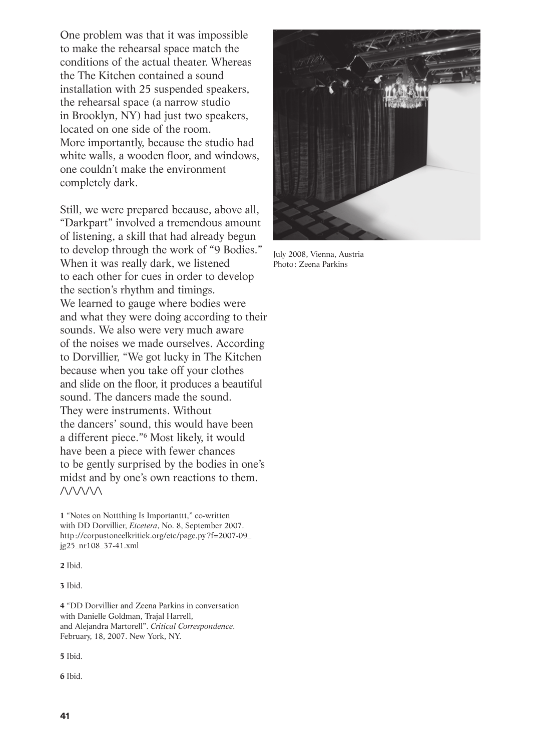One problem was that it was impossible to make the rehearsal space match the conditions of the actual theater. Whereas the The Kitchen contained a sound installation with 25 suspended speakers, the rehearsal space (a narrow studio in Brooklyn, NY) had just two speakers, located on one side of the room. More importantly, because the studio had white walls, a wooden floor, and windows, one couldn't make the environment completely dark.

Still, we were prepared because, above all, "Darkpart" involved a tremendous amount of listening, a skill that had already begun to develop through the work of "9 Bodies." When it was really dark, we listened to each other for cues in order to develop the section's rhythm and timings. We learned to gauge where bodies were and what they were doing according to their sounds. We also were very much aware of the noises we made ourselves. According to Dorvillier, "We got lucky in The Kitchen because when you take off your clothes and slide on the floor, it produces a beautiful sound. The dancers made the sound. They were instruments. Without the dancers' sound, this would have been a different piece."[6] Most likely, it would have been a piece with fewer chances to be gently surprised by the bodies in one's midst and by one's own reactions to them. /\/\/\/\/\

July 2008, Vienna, Austria
Photo: Zeena Parkins

**1** "Notes on Nottthing Is Importanttt," co-written with DD Dorvillier, *Etcetera*, No. 8, September 2007. http://corpustoneelkritiek.org/etc/page.py?f=2007-09_jg25_nr108_37-41.xml

**2** Ibid.

**3** Ibid.

**4** "DD Dorvillier and Zeena Parkins in conversation with Danielle Goldman, Trajal Harrell, and Alejandra Martorell". *Critical Correspondence*. February, 18, 2007. New York, NY.

**5** Ibid.

**6** Ibid.